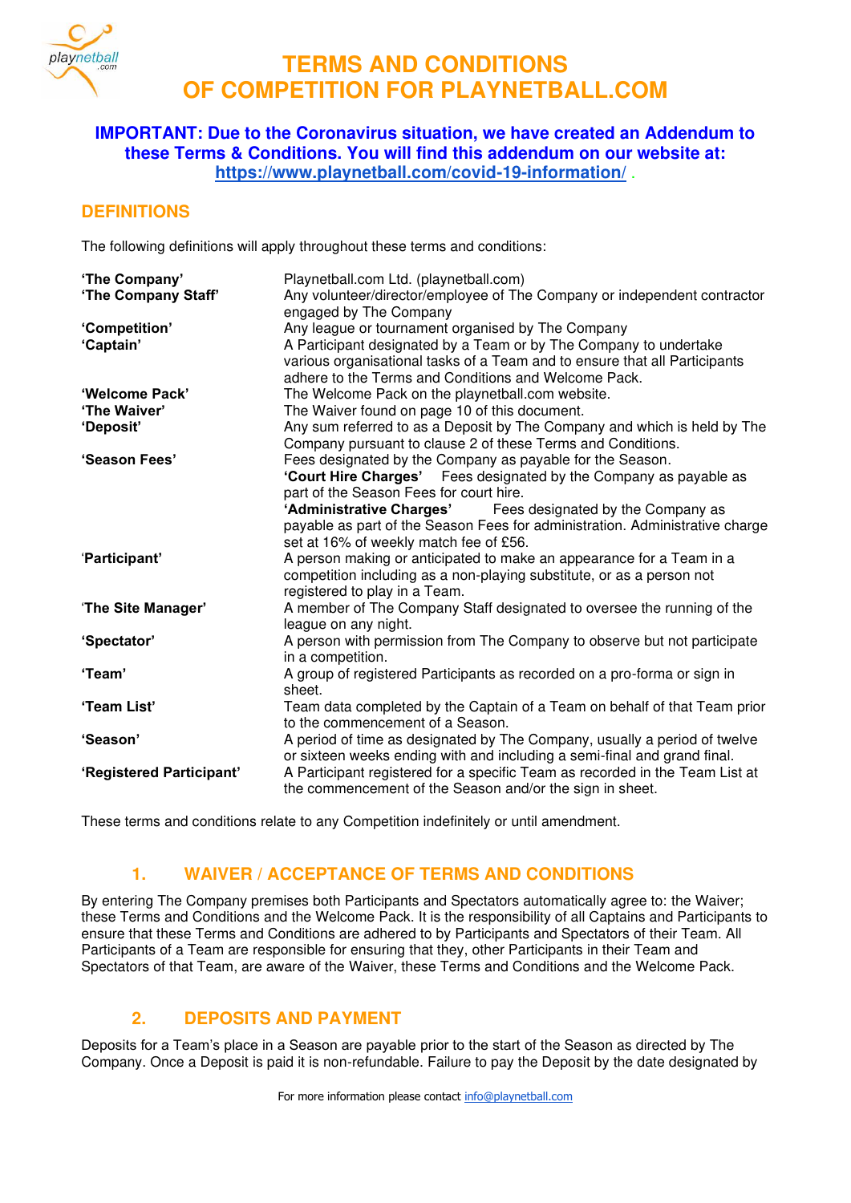# TERMS AND CONDITIONS OF COMPETITION FOR PLAYNETBALL.COM

**IMPORTANT: Due to the Coronavirus situation, we have created an Addendum to these Terms & Conditions. You will find this addendum on our website at: https://www.playnetball.com/covid-19-information/ .**

## DEFINITIONS

The following definitions will apply throughout these terms and conditions:

| | |
|---|---|
| **'The Company'** | Playnetball.com Ltd. (playnetball.com) |
| **'The Company Staff'** | Any volunteer/director/employee of The Company or independent contractor engaged by The Company |
| **'Competition'** | Any league or tournament organised by The Company |
| **'Captain'** | A Participant designated by a Team or by The Company to undertake various organisational tasks of a Team and to ensure that all Participants adhere to the Terms and Conditions and Welcome Pack. |
| **'Welcome Pack'** | The Welcome Pack on the playnetball.com website. |
| **'The Waiver'** | The Waiver found on page 10 of this document. |
| **'Deposit'** | Any sum referred to as a Deposit by The Company and which is held by The Company pursuant to clause 2 of these Terms and Conditions. |
| **'Season Fees'** | Fees designated by the Company as payable for the Season. **'Court Hire Charges'** Fees designated by the Company as payable as part of the Season Fees for court hire. **'Administrative Charges'** Fees designated by the Company as payable as part of the Season Fees for administration. Administrative charge set at 16% of weekly match fee of £56. |
| '**Participant'** | A person making or anticipated to make an appearance for a Team in a competition including as a non-playing substitute, or as a person not registered to play in a Team. |
| '**The Site Manager'** | A member of The Company Staff designated to oversee the running of the league on any night. |
| **'Spectator'** | A person with permission from The Company to observe but not participate in a competition. |
| **'Team'** | A group of registered Participants as recorded on a pro-forma or sign in sheet. |
| **'Team List'** | Team data completed by the Captain of a Team on behalf of that Team prior to the commencement of a Season. |
| **'Season'** | A period of time as designated by The Company, usually a period of twelve or sixteen weeks ending with and including a semi-final and grand final. |
| **'Registered Participant'** | A Participant registered for a specific Team as recorded in the Team List at the commencement of the Season and/or the sign in sheet. |

These terms and conditions relate to any Competition indefinitely or until amendment.

## 1. WAIVER / ACCEPTANCE OF TERMS AND CONDITIONS

By entering The Company premises both Participants and Spectators automatically agree to: the Waiver; these Terms and Conditions and the Welcome Pack. It is the responsibility of all Captains and Participants to ensure that these Terms and Conditions are adhered to by Participants and Spectators of their Team. All Participants of a Team are responsible for ensuring that they, other Participants in their Team and Spectators of that Team, are aware of the Waiver, these Terms and Conditions and the Welcome Pack.

## 2. DEPOSITS AND PAYMENT

Deposits for a Team's place in a Season are payable prior to the start of the Season as directed by The Company. Once a Deposit is paid it is non-refundable. Failure to pay the Deposit by the date designated by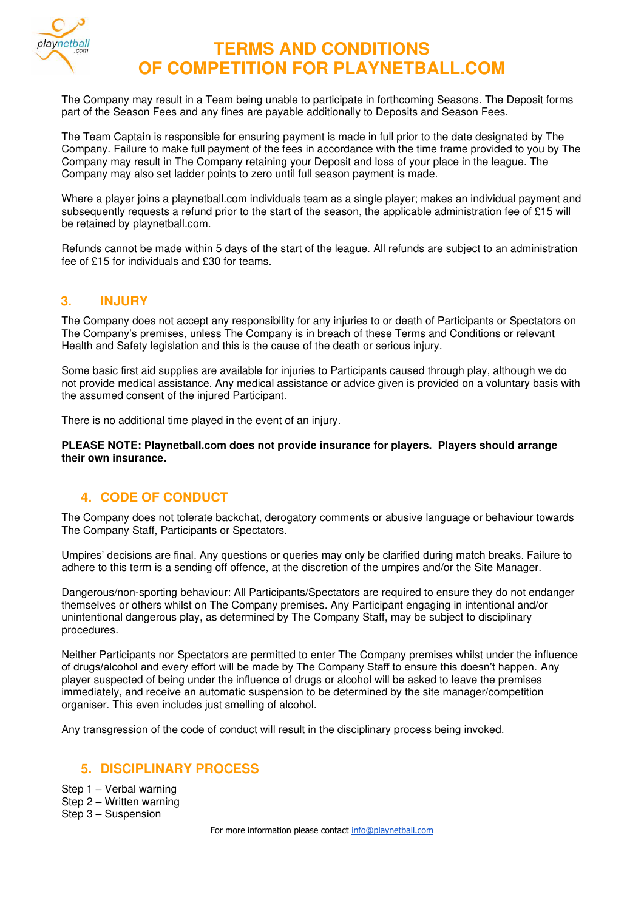The Company may result in a Team being unable to participate in forthcoming Seasons. The Deposit forms part of the Season Fees and any fines are payable additionally to Deposits and Season Fees.

The Team Captain is responsible for ensuring payment is made in full prior to the date designated by The Company. Failure to make full payment of the fees in accordance with the time frame provided to you by The Company may result in The Company retaining your Deposit and loss of your place in the league. The Company may also set ladder points to zero until full season payment is made.

Where a player joins a playnetball.com individuals team as a single player; makes an individual payment and subsequently requests a refund prior to the start of the season, the applicable administration fee of £15 will be retained by playnetball.com.

Refunds cannot be made within 5 days of the start of the league. All refunds are subject to an administration fee of £15 for individuals and £30 for teams.

## 3. INJURY

The Company does not accept any responsibility for any injuries to or death of Participants or Spectators on The Company's premises, unless The Company is in breach of these Terms and Conditions or relevant Health and Safety legislation and this is the cause of the death or serious injury.

Some basic first aid supplies are available for injuries to Participants caused through play, although we do not provide medical assistance. Any medical assistance or advice given is provided on a voluntary basis with the assumed consent of the injured Participant.

There is no additional time played in the event of an injury.

**PLEASE NOTE: Playnetball.com does not provide insurance for players. Players should arrange their own insurance.**

## 4. CODE OF CONDUCT

The Company does not tolerate backchat, derogatory comments or abusive language or behaviour towards The Company Staff, Participants or Spectators.

Umpires' decisions are final. Any questions or queries may only be clarified during match breaks. Failure to adhere to this term is a sending off offence, at the discretion of the umpires and/or the Site Manager.

Dangerous/non-sporting behaviour: All Participants/Spectators are required to ensure they do not endanger themselves or others whilst on The Company premises. Any Participant engaging in intentional and/or unintentional dangerous play, as determined by The Company Staff, may be subject to disciplinary procedures.

Neither Participants nor Spectators are permitted to enter The Company premises whilst under the influence of drugs/alcohol and every effort will be made by The Company Staff to ensure this doesn't happen. Any player suspected of being under the influence of drugs or alcohol will be asked to leave the premises immediately, and receive an automatic suspension to be determined by the site manager/competition organiser. This even includes just smelling of alcohol.

Any transgression of the code of conduct will result in the disciplinary process being invoked.

## 5. DISCIPLINARY PROCESS

Step 1 – Verbal warning
Step 2 – Written warning
Step 3 – Suspension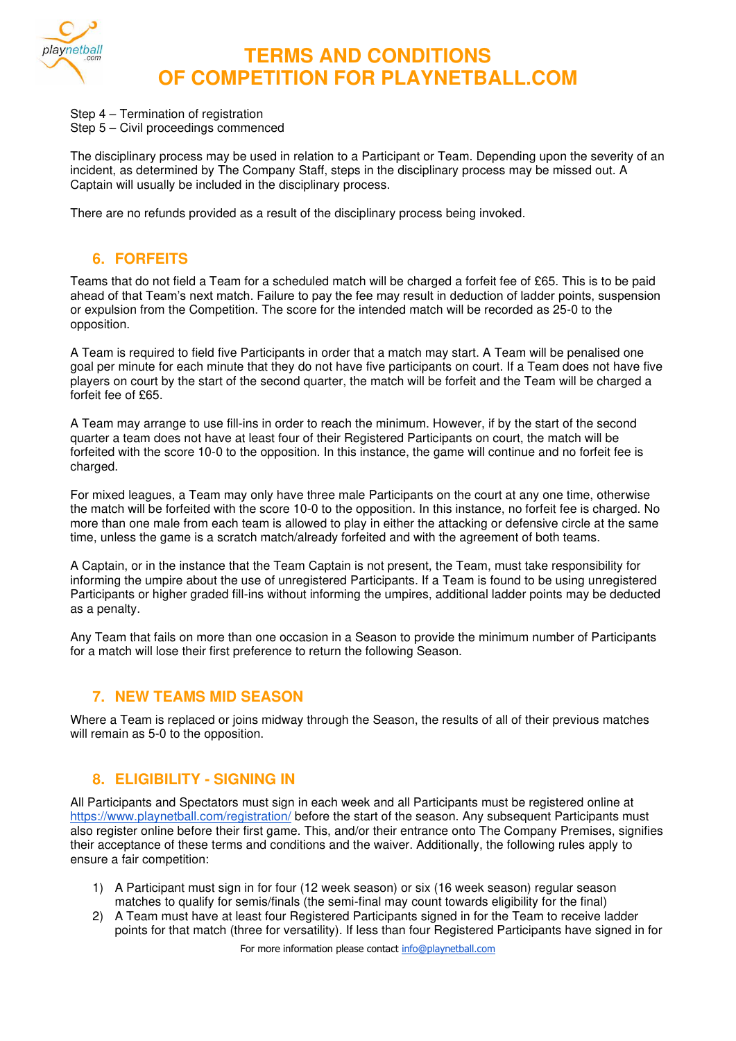Step 4 – Termination of registration
Step 5 – Civil proceedings commenced

The disciplinary process may be used in relation to a Participant or Team. Depending upon the severity of an incident, as determined by The Company Staff, steps in the disciplinary process may be missed out. A Captain will usually be included in the disciplinary process.

There are no refunds provided as a result of the disciplinary process being invoked.

## 6. FORFEITS

Teams that do not field a Team for a scheduled match will be charged a forfeit fee of £65. This is to be paid ahead of that Team's next match. Failure to pay the fee may result in deduction of ladder points, suspension or expulsion from the Competition. The score for the intended match will be recorded as 25-0 to the opposition.

A Team is required to field five Participants in order that a match may start. A Team will be penalised one goal per minute for each minute that they do not have five participants on court. If a Team does not have five players on court by the start of the second quarter, the match will be forfeit and the Team will be charged a forfeit fee of £65.

A Team may arrange to use fill-ins in order to reach the minimum. However, if by the start of the second quarter a team does not have at least four of their Registered Participants on court, the match will be forfeited with the score 10-0 to the opposition. In this instance, the game will continue and no forfeit fee is charged.

For mixed leagues, a Team may only have three male Participants on the court at any one time, otherwise the match will be forfeited with the score 10-0 to the opposition. In this instance, no forfeit fee is charged. No more than one male from each team is allowed to play in either the attacking or defensive circle at the same time, unless the game is a scratch match/already forfeited and with the agreement of both teams.

A Captain, or in the instance that the Team Captain is not present, the Team, must take responsibility for informing the umpire about the use of unregistered Participants. If a Team is found to be using unregistered Participants or higher graded fill-ins without informing the umpires, additional ladder points may be deducted as a penalty.

Any Team that fails on more than one occasion in a Season to provide the minimum number of Participants for a match will lose their first preference to return the following Season.

## 7. NEW TEAMS MID SEASON

Where a Team is replaced or joins midway through the Season, the results of all of their previous matches will remain as 5-0 to the opposition.

## 8. ELIGIBILITY - SIGNING IN

All Participants and Spectators must sign in each week and all Participants must be registered online at https://www.playnetball.com/registration/ before the start of the season. Any subsequent Participants must also register online before their first game. This, and/or their entrance onto The Company Premises, signifies their acceptance of these terms and conditions and the waiver. Additionally, the following rules apply to ensure a fair competition:

1) A Participant must sign in for four (12 week season) or six (16 week season) regular season matches to qualify for semis/finals (the semi-final may count towards eligibility for the final)
2) A Team must have at least four Registered Participants signed in for the Team to receive ladder points for that match (three for versatility). If less than four Registered Participants have signed in for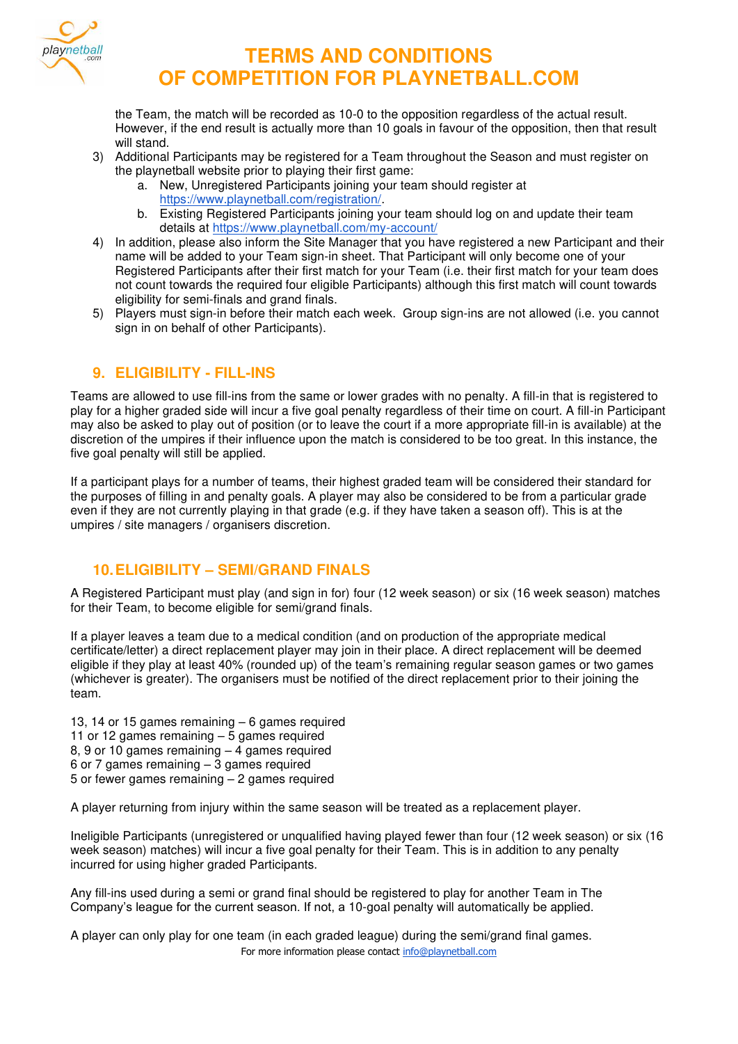the Team, the match will be recorded as 10-0 to the opposition regardless of the actual result. However, if the end result is actually more than 10 goals in favour of the opposition, then that result will stand.

3) Additional Participants may be registered for a Team throughout the Season and must register on the playnetball website prior to playing their first game:
    a. New, Unregistered Participants joining your team should register at https://www.playnetball.com/registration/.
    b. Existing Registered Participants joining your team should log on and update their team details at https://www.playnetball.com/my-account/
4) In addition, please also inform the Site Manager that you have registered a new Participant and their name will be added to your Team sign-in sheet. That Participant will only become one of your Registered Participants after their first match for your Team (i.e. their first match for your team does not count towards the required four eligible Participants) although this first match will count towards eligibility for semi-finals and grand finals.
5) Players must sign-in before their match each week. Group sign-ins are not allowed (i.e. you cannot sign in on behalf of other Participants).

## 9. ELIGIBILITY - FILL-INS

Teams are allowed to use fill-ins from the same or lower grades with no penalty. A fill-in that is registered to play for a higher graded side will incur a five goal penalty regardless of their time on court. A fill-in Participant may also be asked to play out of position (or to leave the court if a more appropriate fill-in is available) at the discretion of the umpires if their influence upon the match is considered to be too great. In this instance, the five goal penalty will still be applied.

If a participant plays for a number of teams, their highest graded team will be considered their standard for the purposes of filling in and penalty goals. A player may also be considered to be from a particular grade even if they are not currently playing in that grade (e.g. if they have taken a season off). This is at the umpires / site managers / organisers discretion.

## 10. ELIGIBILITY – SEMI/GRAND FINALS

A Registered Participant must play (and sign in for) four (12 week season) or six (16 week season) matches for their Team, to become eligible for semi/grand finals.

If a player leaves a team due to a medical condition (and on production of the appropriate medical certificate/letter) a direct replacement player may join in their place. A direct replacement will be deemed eligible if they play at least 40% (rounded up) of the team's remaining regular season games or two games (whichever is greater). The organisers must be notified of the direct replacement prior to their joining the team.

13, 14 or 15 games remaining – 6 games required
11 or 12 games remaining – 5 games required
8, 9 or 10 games remaining – 4 games required
6 or 7 games remaining – 3 games required
5 or fewer games remaining – 2 games required

A player returning from injury within the same season will be treated as a replacement player.

Ineligible Participants (unregistered or unqualified having played fewer than four (12 week season) or six (16 week season) matches) will incur a five goal penalty for their Team. This is in addition to any penalty incurred for using higher graded Participants.

Any fill-ins used during a semi or grand final should be registered to play for another Team in The Company's league for the current season. If not, a 10-goal penalty will automatically be applied.

A player can only play for one team (in each graded league) during the semi/grand final games.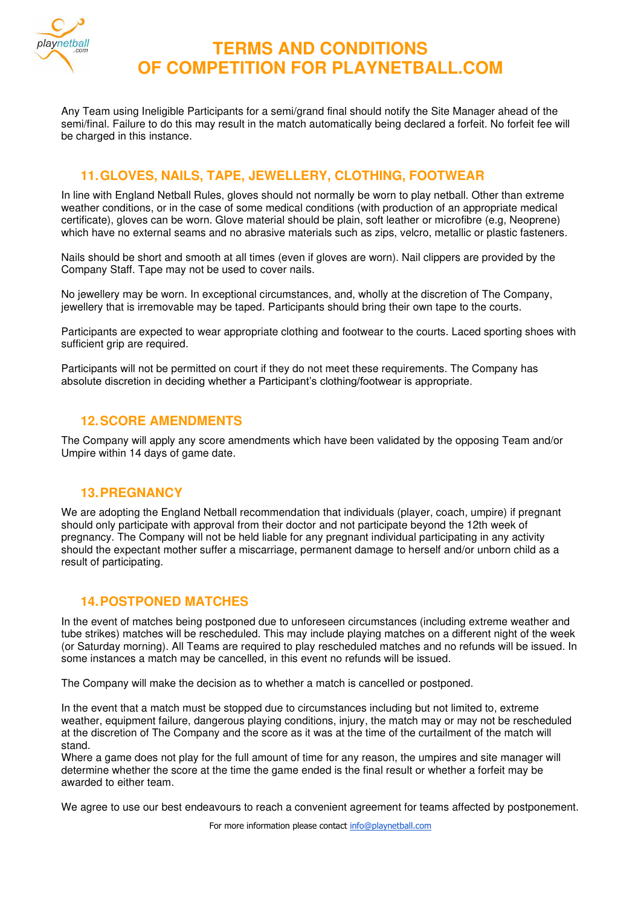# TERMS AND CONDITIONS OF COMPETITION FOR PLAYNETBALL.COM

Any Team using Ineligible Participants for a semi/grand final should notify the Site Manager ahead of the semi/final. Failure to do this may result in the match automatically being declared a forfeit. No forfeit fee will be charged in this instance.

## 11. GLOVES, NAILS, TAPE, JEWELLERY, CLOTHING, FOOTWEAR

In line with England Netball Rules, gloves should not normally be worn to play netball. Other than extreme weather conditions, or in the case of some medical conditions (with production of an appropriate medical certificate), gloves can be worn. Glove material should be plain, soft leather or microfibre (e.g, Neoprene) which have no external seams and no abrasive materials such as zips, velcro, metallic or plastic fasteners.

Nails should be short and smooth at all times (even if gloves are worn). Nail clippers are provided by the Company Staff. Tape may not be used to cover nails.

No jewellery may be worn. In exceptional circumstances, and, wholly at the discretion of The Company, jewellery that is irremovable may be taped. Participants should bring their own tape to the courts.

Participants are expected to wear appropriate clothing and footwear to the courts. Laced sporting shoes with sufficient grip are required.

Participants will not be permitted on court if they do not meet these requirements. The Company has absolute discretion in deciding whether a Participant's clothing/footwear is appropriate.

## 12. SCORE AMENDMENTS

The Company will apply any score amendments which have been validated by the opposing Team and/or Umpire within 14 days of game date.

## 13. PREGNANCY

We are adopting the England Netball recommendation that individuals (player, coach, umpire) if pregnant should only participate with approval from their doctor and not participate beyond the 12th week of pregnancy. The Company will not be held liable for any pregnant individual participating in any activity should the expectant mother suffer a miscarriage, permanent damage to herself and/or unborn child as a result of participating.

## 14. POSTPONED MATCHES

In the event of matches being postponed due to unforeseen circumstances (including extreme weather and tube strikes) matches will be rescheduled. This may include playing matches on a different night of the week (or Saturday morning). All Teams are required to play rescheduled matches and no refunds will be issued. In some instances a match may be cancelled, in this event no refunds will be issued.

The Company will make the decision as to whether a match is cancelled or postponed.

In the event that a match must be stopped due to circumstances including but not limited to, extreme weather, equipment failure, dangerous playing conditions, injury, the match may or may not be rescheduled at the discretion of The Company and the score as it was at the time of the curtailment of the match will stand.
Where a game does not play for the full amount of time for any reason, the umpires and site manager will determine whether the score at the time the game ended is the final result or whether a forfeit may be awarded to either team.

We agree to use our best endeavours to reach a convenient agreement for teams affected by postponement.

For more information please contact info@playnetball.com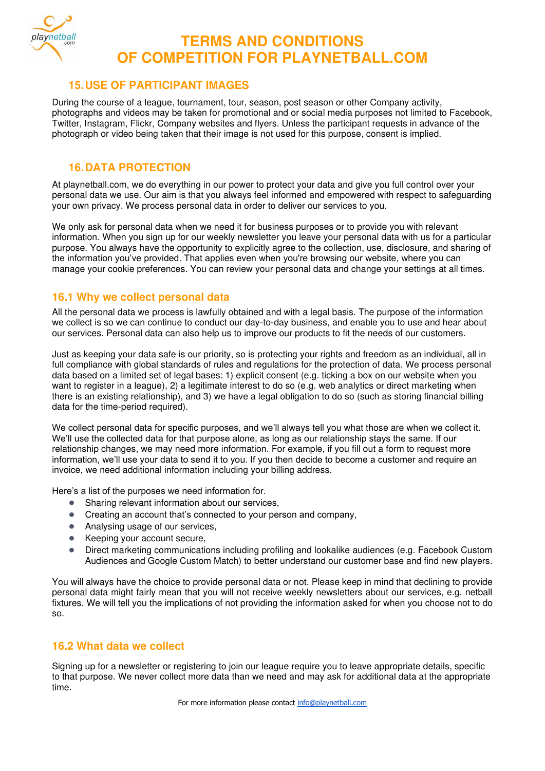## 15. USE OF PARTICIPANT IMAGES

During the course of a league, tournament, tour, season, post season or other Company activity, photographs and videos may be taken for promotional and or social media purposes not limited to Facebook, Twitter, Instagram, Flickr, Company websites and flyers. Unless the participant requests in advance of the photograph or video being taken that their image is not used for this purpose, consent is implied.

## 16. DATA PROTECTION

At playnetball.com, we do everything in our power to protect your data and give you full control over your personal data we use. Our aim is that you always feel informed and empowered with respect to safeguarding your own privacy. We process personal data in order to deliver our services to you.

We only ask for personal data when we need it for business purposes or to provide you with relevant information. When you sign up for our weekly newsletter you leave your personal data with us for a particular purpose. You always have the opportunity to explicitly agree to the collection, use, disclosure, and sharing of the information you've provided. That applies even when you're browsing our website, where you can manage your cookie preferences. You can review your personal data and change your settings at all times.

### 16.1 Why we collect personal data

All the personal data we process is lawfully obtained and with a legal basis. The purpose of the information we collect is so we can continue to conduct our day-to-day business, and enable you to use and hear about our services. Personal data can also help us to improve our products to fit the needs of our customers.

Just as keeping your data safe is our priority, so is protecting your rights and freedom as an individual, all in full compliance with global standards of rules and regulations for the protection of data. We process personal data based on a limited set of legal bases: 1) explicit consent (e.g. ticking a box on our website when you want to register in a league), 2) a legitimate interest to do so (e.g. web analytics or direct marketing when there is an existing relationship), and 3) we have a legal obligation to do so (such as storing financial billing data for the time-period required).

We collect personal data for specific purposes, and we'll always tell you what those are when we collect it. We'll use the collected data for that purpose alone, as long as our relationship stays the same. If our relationship changes, we may need more information. For example, if you fill out a form to request more information, we'll use your data to send it to you. If you then decide to become a customer and require an invoice, we need additional information including your billing address.

Here's a list of the purposes we need information for.

- Sharing relevant information about our services,
- Creating an account that's connected to your person and company,
- Analysing usage of our services,
- Keeping your account secure,
- Direct marketing communications including profiling and lookalike audiences (e.g. Facebook Custom Audiences and Google Custom Match) to better understand our customer base and find new players.

You will always have the choice to provide personal data or not. Please keep in mind that declining to provide personal data might fairly mean that you will not receive weekly newsletters about our services, e.g. netball fixtures. We will tell you the implications of not providing the information asked for when you choose not to do so.

### 16.2 What data we collect

Signing up for a newsletter or registering to join our league require you to leave appropriate details, specific to that purpose. We never collect more data than we need and may ask for additional data at the appropriate time.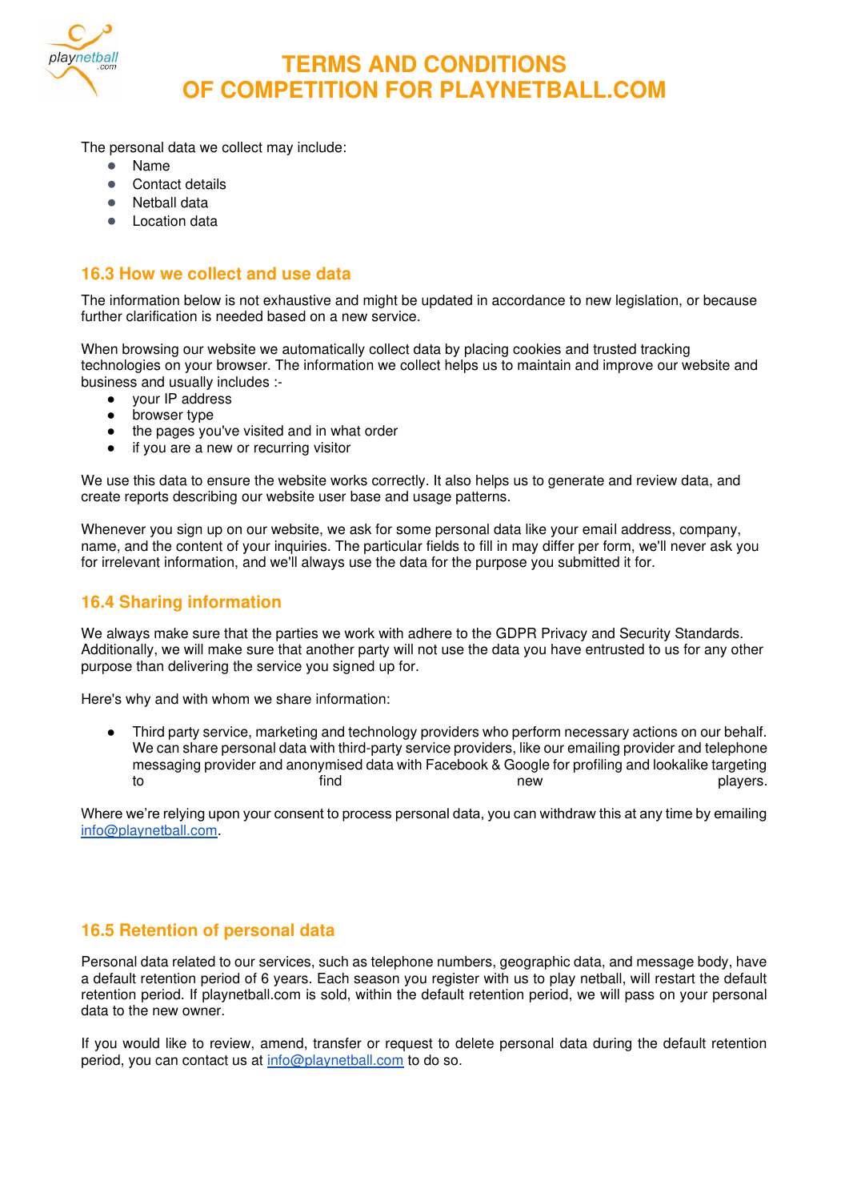The personal data we collect may include:

- Name
- Contact details
- Netball data
- Location data

## 16.3 How we collect and use data

The information below is not exhaustive and might be updated in accordance to new legislation, or because further clarification is needed based on a new service.

When browsing our website we automatically collect data by placing cookies and trusted tracking technologies on your browser. The information we collect helps us to maintain and improve our website and business and usually includes :-

- your IP address
- browser type
- the pages you've visited and in what order
- if you are a new or recurring visitor

We use this data to ensure the website works correctly. It also helps us to generate and review data, and create reports describing our website user base and usage patterns.

Whenever you sign up on our website, we ask for some personal data like your email address, company, name, and the content of your inquiries. The particular fields to fill in may differ per form, we'll never ask you for irrelevant information, and we'll always use the data for the purpose you submitted it for.

## 16.4 Sharing information

We always make sure that the parties we work with adhere to the GDPR Privacy and Security Standards. Additionally, we will make sure that another party will not use the data you have entrusted to us for any other purpose than delivering the service you signed up for.

Here's why and with whom we share information:

- Third party service, marketing and technology providers who perform necessary actions on our behalf. We can share personal data with third-party service providers, like our emailing provider and telephone messaging provider and anonymised data with Facebook & Google for profiling and lookalike targeting to find new players.

Where we're relying upon your consent to process personal data, you can withdraw this at any time by emailing info@playnetball.com.

## 16.5 Retention of personal data

Personal data related to our services, such as telephone numbers, geographic data, and message body, have a default retention period of 6 years. Each season you register with us to play netball, will restart the default retention period. If playnetball.com is sold, within the default retention period, we will pass on your personal data to the new owner.

If you would like to review, amend, transfer or request to delete personal data during the default retention period, you can contact us at info@playnetball.com to do so.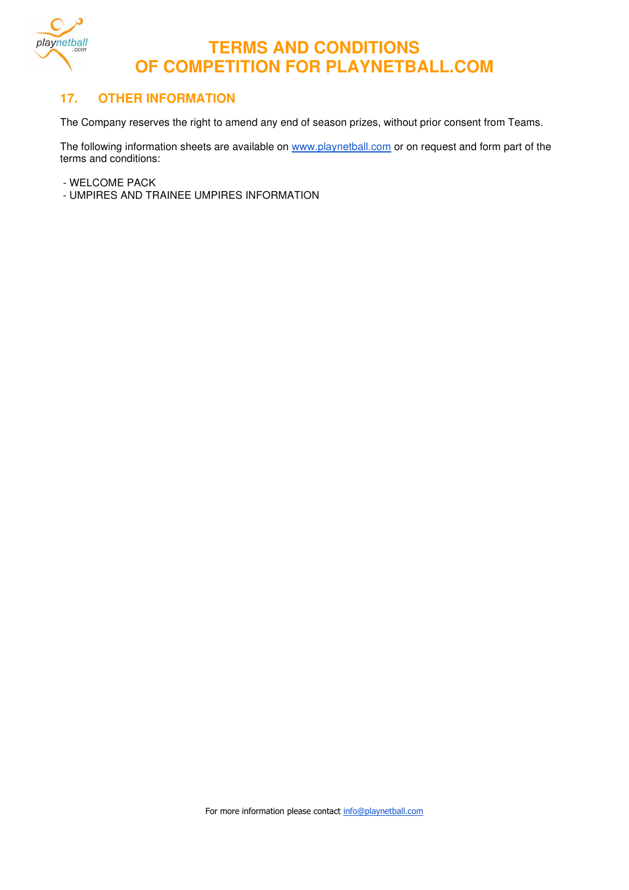## 17. OTHER INFORMATION

The Company reserves the right to amend any end of season prizes, without prior consent from Teams.

The following information sheets are available on www.playnetball.com or on request and form part of the terms and conditions:

- WELCOME PACK
- UMPIRES AND TRAINEE UMPIRES INFORMATION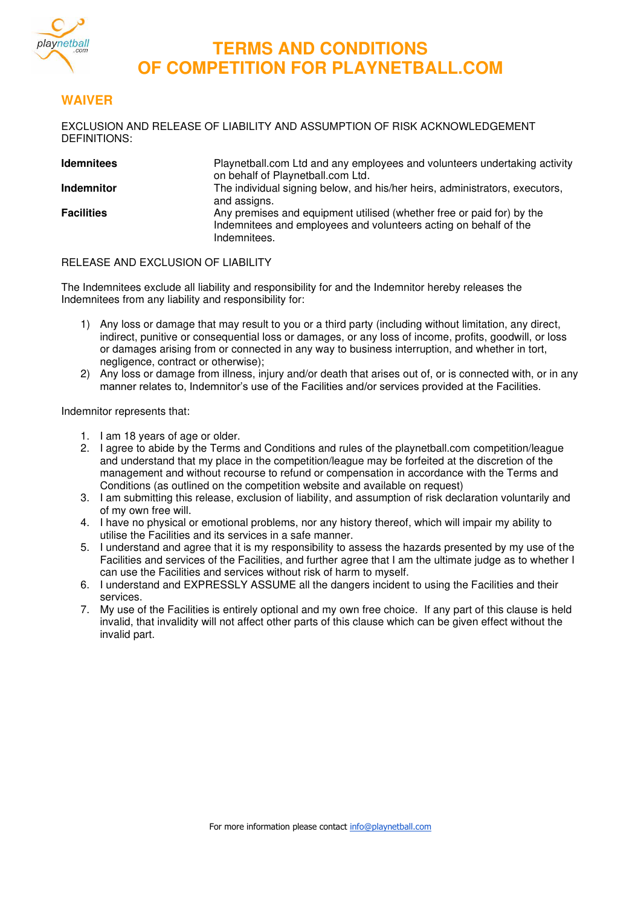# TERMS AND CONDITIONS OF COMPETITION FOR PLAYNETBALL.COM

## WAIVER

EXCLUSION AND RELEASE OF LIABILITY AND ASSUMPTION OF RISK ACKNOWLEDGEMENT DEFINITIONS:

| | |
|---|---|
| **Idemnitees** | Playnetball.com Ltd and any employees and volunteers undertaking activity on behalf of Playnetball.com Ltd. |
| **Indemnitor** | The individual signing below, and his/her heirs, administrators, executors, and assigns. |
| **Facilities** | Any premises and equipment utilised (whether free or paid for) by the Indemnitees and employees and volunteers acting on behalf of the Indemnitees. |

RELEASE AND EXCLUSION OF LIABILITY

The Indemnitees exclude all liability and responsibility for and the Indemnitor hereby releases the Indemnitees from any liability and responsibility for:

1) Any loss or damage that may result to you or a third party (including without limitation, any direct, indirect, punitive or consequential loss or damages, or any loss of income, profits, goodwill, or loss or damages arising from or connected in any way to business interruption, and whether in tort, negligence, contract or otherwise);
2) Any loss or damage from illness, injury and/or death that arises out of, or is connected with, or in any manner relates to, Indemnitor's use of the Facilities and/or services provided at the Facilities.

Indemnitor represents that:

1. I am 18 years of age or older.
2. I agree to abide by the Terms and Conditions and rules of the playnetball.com competition/league and understand that my place in the competition/league may be forfeited at the discretion of the management and without recourse to refund or compensation in accordance with the Terms and Conditions (as outlined on the competition website and available on request)
3. I am submitting this release, exclusion of liability, and assumption of risk declaration voluntarily and of my own free will.
4. I have no physical or emotional problems, nor any history thereof, which will impair my ability to utilise the Facilities and its services in a safe manner.
5. I understand and agree that it is my responsibility to assess the hazards presented by my use of the Facilities and services of the Facilities, and further agree that I am the ultimate judge as to whether I can use the Facilities and services without risk of harm to myself.
6. I understand and EXPRESSLY ASSUME all the dangers incident to using the Facilities and their services.
7. My use of the Facilities is entirely optional and my own free choice. If any part of this clause is held invalid, that invalidity will not affect other parts of this clause which can be given effect without the invalid part.

For more information please contact info@playnetball.com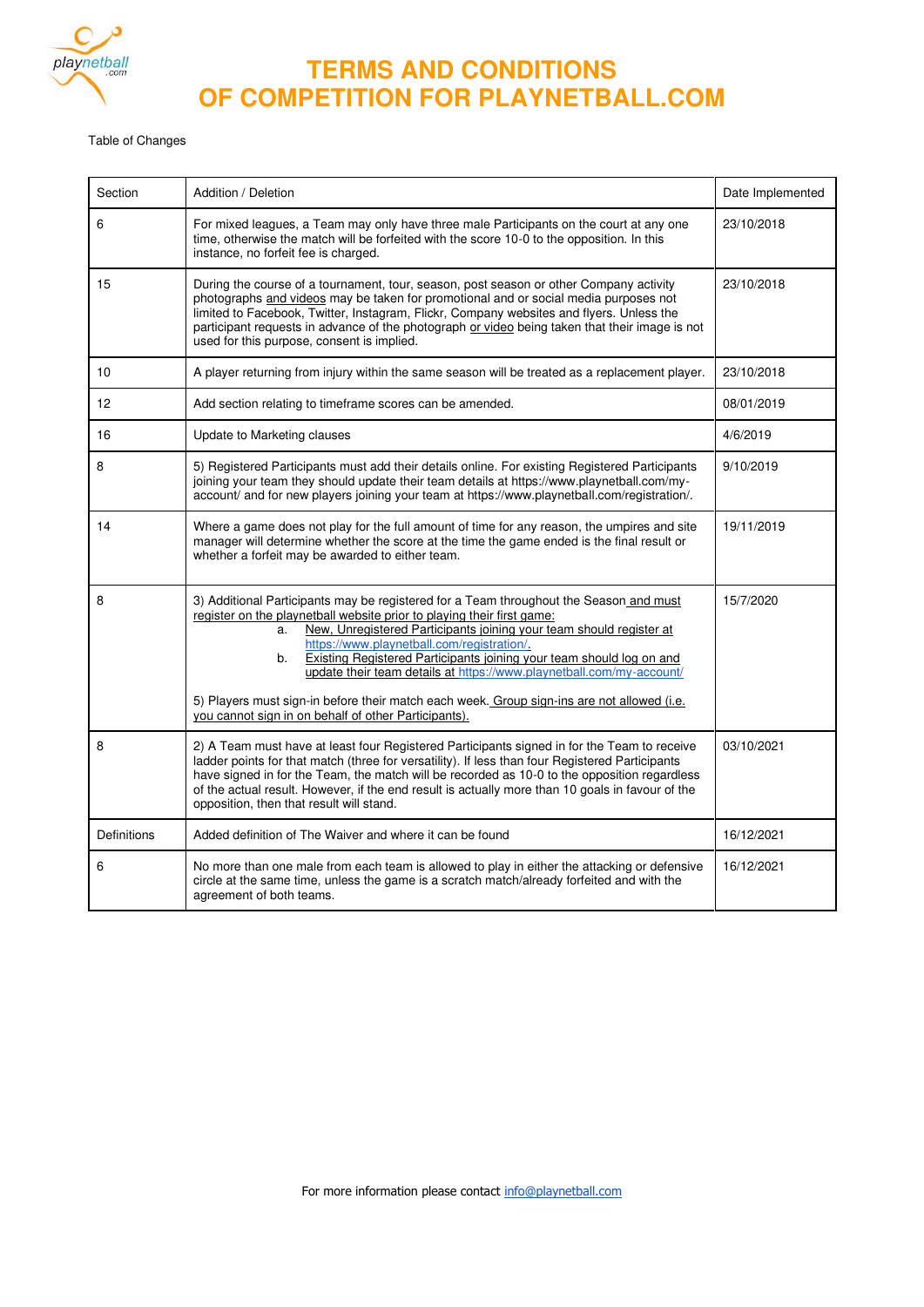# TERMS AND CONDITIONS OF COMPETITION FOR PLAYNETBALL.COM

Table of Changes

| Section | Addition / Deletion | Date Implemented |
|---|---|---|
| 6 | For mixed leagues, a Team may only have three male Participants on the court at any one time, otherwise the match will be forfeited with the score 10-0 to the opposition. In this instance, no forfeit fee is charged. | 23/10/2018 |
| 15 | During the course of a tournament, tour, season, post season or other Company activity photographs and videos may be taken for promotional and or social media purposes not limited to Facebook, Twitter, Instagram, Flickr, Company websites and flyers. Unless the participant requests in advance of the photograph or video being taken that their image is not used for this purpose, consent is implied. | 23/10/2018 |
| 10 | A player returning from injury within the same season will be treated as a replacement player. | 23/10/2018 |
| 12 | Add section relating to timeframe scores can be amended. | 08/01/2019 |
| 16 | Update to Marketing clauses | 4/6/2019 |
| 8 | 5) Registered Participants must add their details online. For existing Registered Participants joining your team they should update their team details at https://www.playnetball.com/my-account/ and for new players joining your team at https://www.playnetball.com/registration/. | 9/10/2019 |
| 14 | Where a game does not play for the full amount of time for any reason, the umpires and site manager will determine whether the score at the time the game ended is the final result or whether a forfeit may be awarded to either team. | 19/11/2019 |
| 8 | 3) Additional Participants may be registered for a Team throughout the Season and must register on the playnetball website prior to playing their first game:<br>a. New, Unregistered Participants joining your team should register at https://www.playnetball.com/registration/.<br>b. Existing Registered Participants joining your team should log on and update their team details at https://www.playnetball.com/my-account/<br><br>5) Players must sign-in before their match each week. Group sign-ins are not allowed (i.e. you cannot sign in on behalf of other Participants). | 15/7/2020 |
| 8 | 2) A Team must have at least four Registered Participants signed in for the Team to receive ladder points for that match (three for versatility). If less than four Registered Participants have signed in for the Team, the match will be recorded as 10-0 to the opposition regardless of the actual result. However, if the end result is actually more than 10 goals in favour of the opposition, then that result will stand. | 03/10/2021 |
| Definitions | Added definition of The Waiver and where it can be found | 16/12/2021 |
| 6 | No more than one male from each team is allowed to play in either the attacking or defensive circle at the same time, unless the game is a scratch match/already forfeited and with the agreement of both teams. | 16/12/2021 |

For more information please contact info@playnetball.com